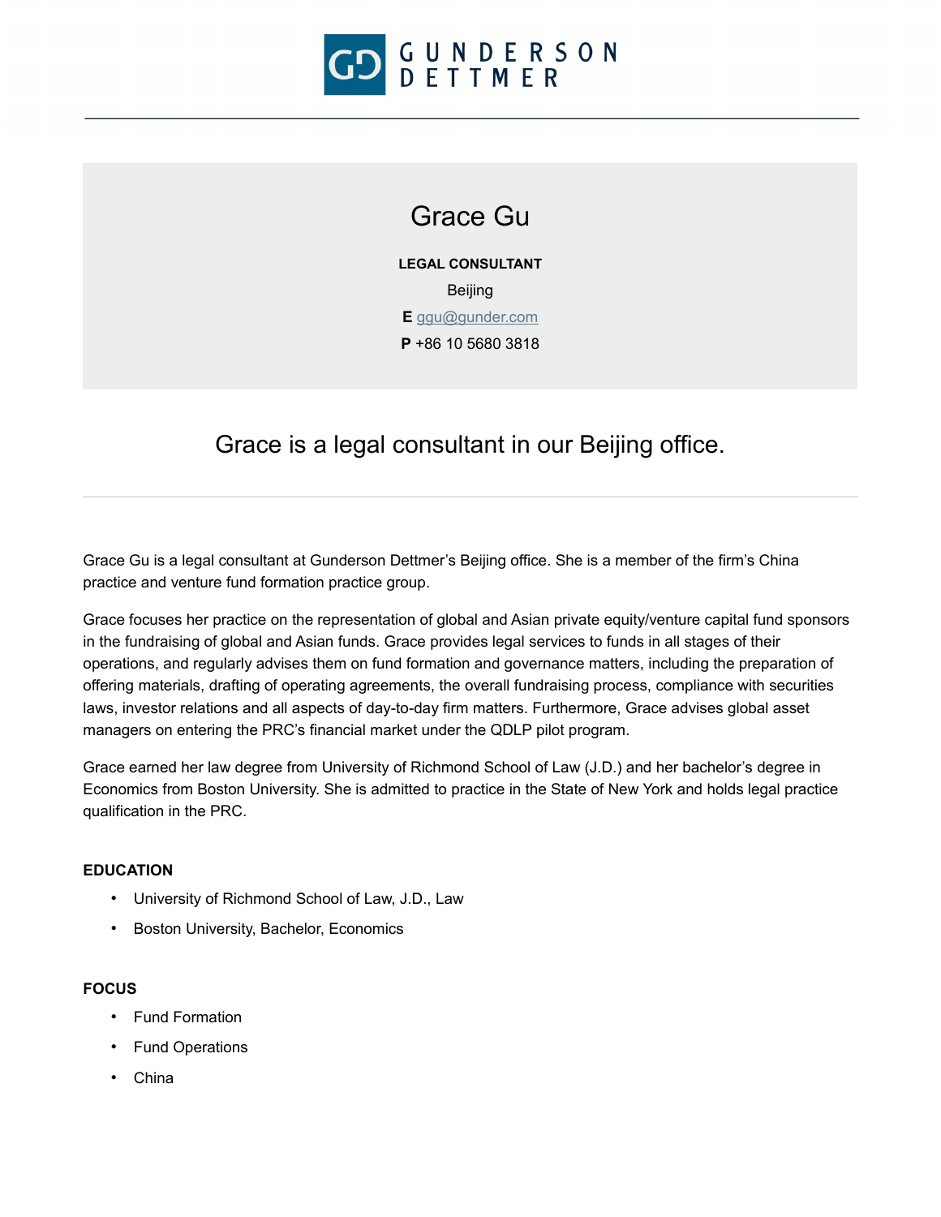GUNDERSON DETTMER

# Grace Gu

**LEGAL CONSULTANT**

Beijing

**E** ggu@gunder.com

**P** +86 10 5680 3818

## Grace is a legal consultant in our Beijing office.

---

Grace Gu is a legal consultant at Gunderson Dettmer's Beijing office. She is a member of the firm's China practice and venture fund formation practice group.

Grace focuses her practice on the representation of global and Asian private equity/venture capital fund sponsors in the fundraising of global and Asian funds. Grace provides legal services to funds in all stages of their operations, and regularly advises them on fund formation and governance matters, including the preparation of offering materials, drafting of operating agreements, the overall fundraising process, compliance with securities laws, investor relations and all aspects of day-to-day firm matters. Furthermore, Grace advises global asset managers on entering the PRC's financial market under the QDLP pilot program.

Grace earned her law degree from University of Richmond School of Law (J.D.) and her bachelor's degree in Economics from Boston University. She is admitted to practice in the State of New York and holds legal practice qualification in the PRC.

### EDUCATION

- University of Richmond School of Law, J.D., Law
- Boston University, Bachelor, Economics

### FOCUS

- Fund Formation
- Fund Operations
- China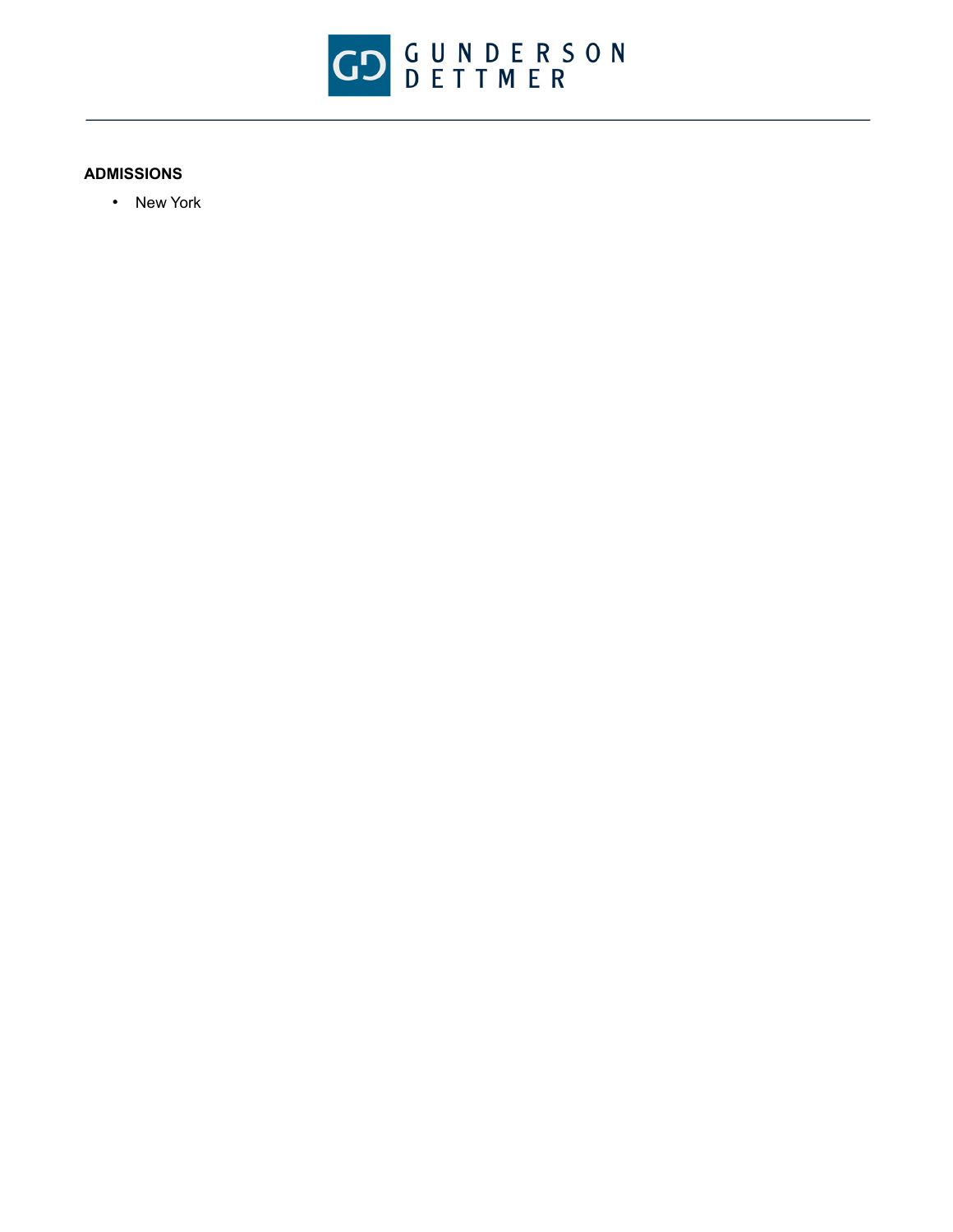**ADMISSIONS**

- New York